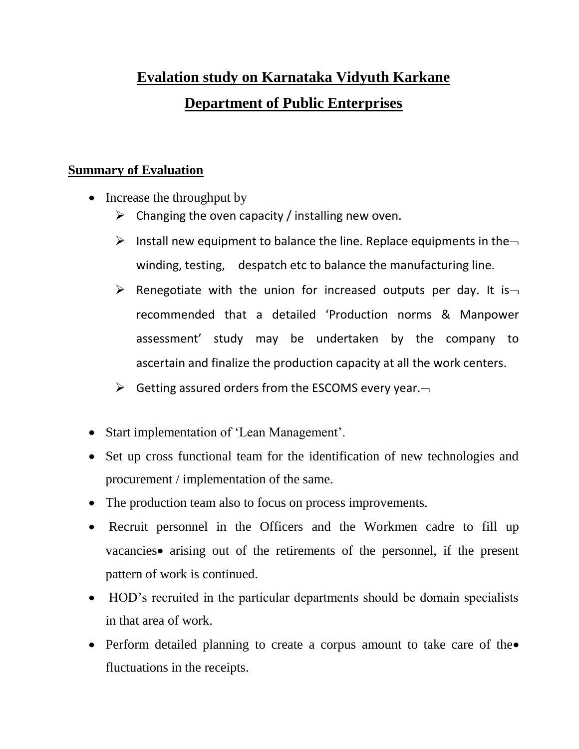# Evalation study on Karnataka Vidyuth Karkane

# Department of Public Enterprises

## Summary of Evaluation

- Increase the throughput by
  - Changing the oven capacity / installing new oven.
  - Install new equipment to balance the line. Replace equipments in the¬ winding, testing, despatch etc to balance the manufacturing line.
  - Renegotiate with the union for increased outputs per day. It is¬ recommended that a detailed 'Production norms & Manpower assessment' study may be undertaken by the company to ascertain and finalize the production capacity at all the work centers.
  - Getting assured orders from the ESCOMS every year.¬
- Start implementation of 'Lean Management'.
- Set up cross functional team for the identification of new technologies and procurement / implementation of the same.
- The production team also to focus on process improvements.
- Recruit personnel in the Officers and the Workmen cadre to fill up vacancies• arising out of the retirements of the personnel, if the present pattern of work is continued.
- HOD's recruited in the particular departments should be domain specialists in that area of work.
- Perform detailed planning to create a corpus amount to take care of the• fluctuations in the receipts.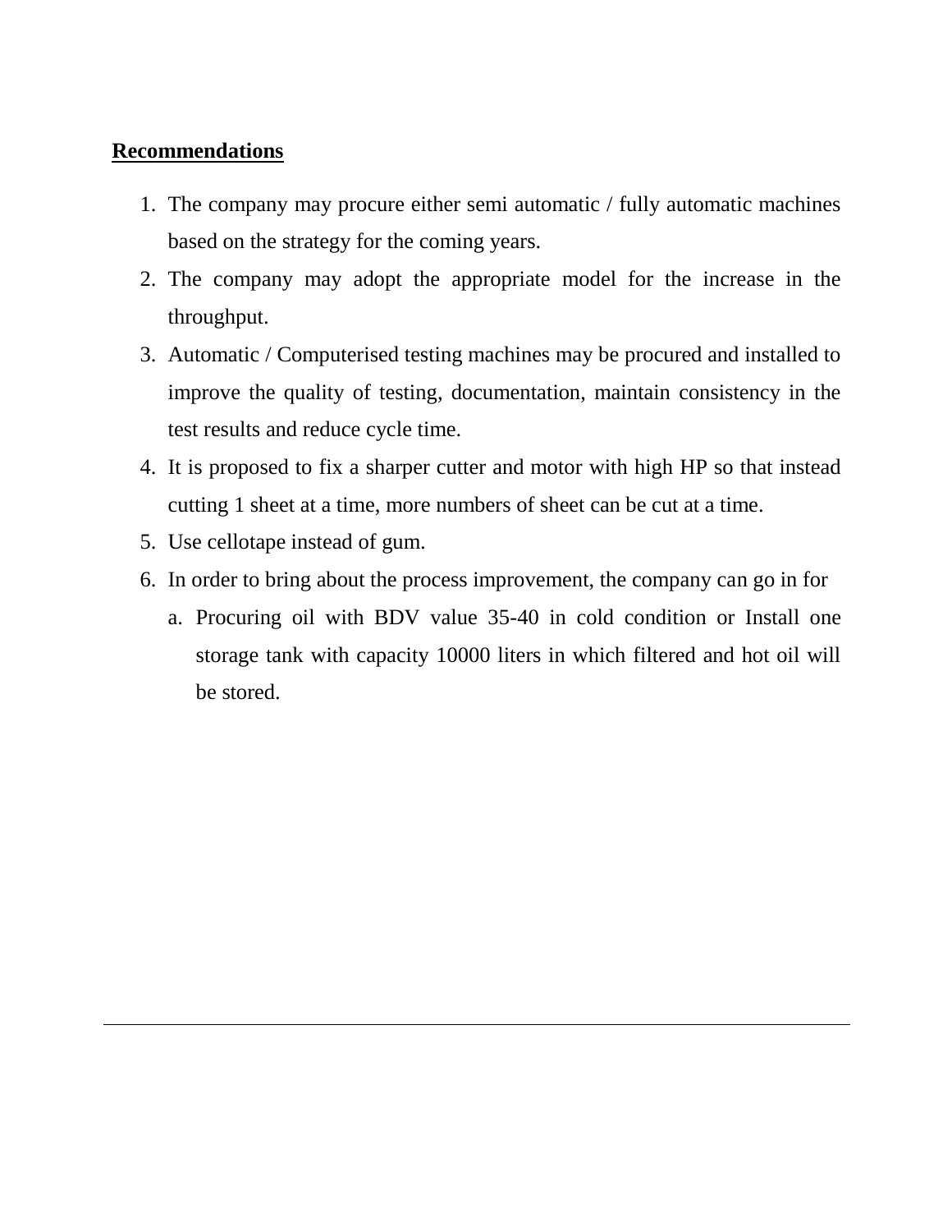**Recommendations**

1. The company may procure either semi automatic / fully automatic machines based on the strategy for the coming years.
2. The company may adopt the appropriate model for the increase in the throughput.
3. Automatic / Computerised testing machines may be procured and installed to improve the quality of testing, documentation, maintain consistency in the test results and reduce cycle time.
4. It is proposed to fix a sharper cutter and motor with high HP so that instead cutting 1 sheet at a time, more numbers of sheet can be cut at a time.
5. Use cellotape instead of gum.
6. In order to bring about the process improvement, the company can go in for
   a. Procuring oil with BDV value 35-40 in cold condition or Install one storage tank with capacity 10000 liters in which filtered and hot oil will be stored.